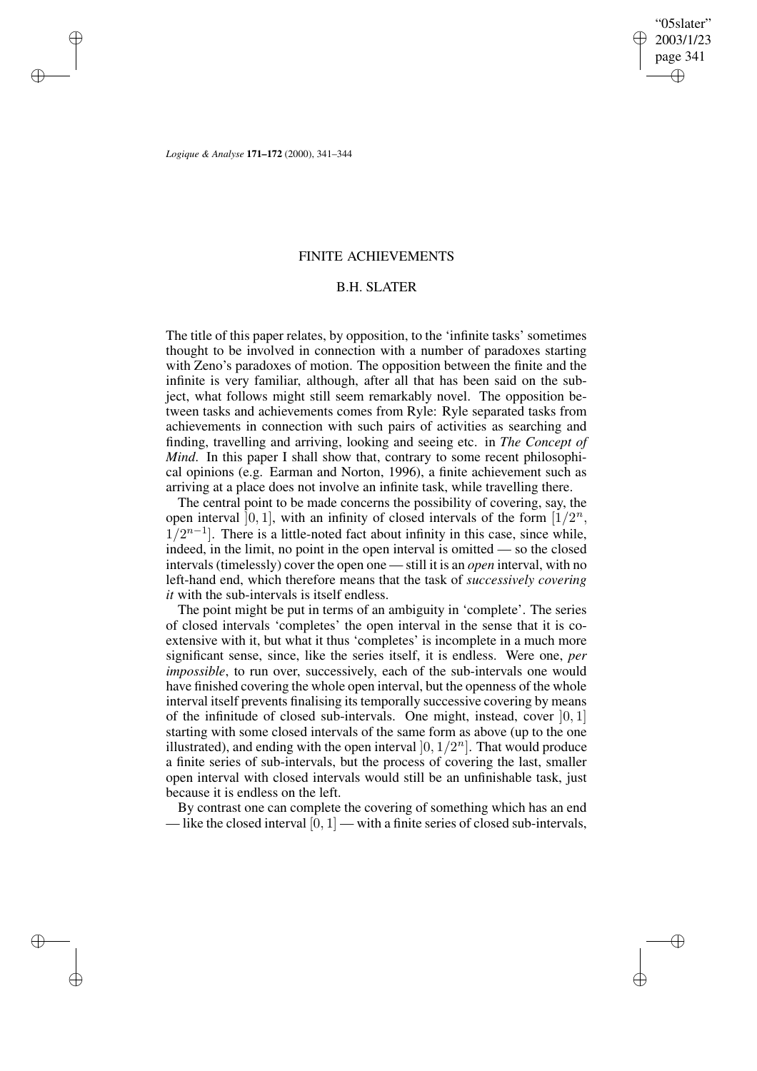# FINITE ACHIEVEMENTS

## B.H. SLATER

The title of this paper relates, by opposition, to the 'infinite tasks' sometimes thought to be involved in connection with a number of paradoxes starting with Zeno's paradoxes of motion. The opposition between the finite and the infinite is very familiar, although, after all that has been said on the subject, what follows might still seem remarkably novel. The opposition between tasks and achievements comes from Ryle: Ryle separated tasks from achievements in connection with such pairs of activities as searching and finding, travelling and arriving, looking and seeing etc. in *The Concept of Mind*. In this paper I shall show that, contrary to some recent philosophical opinions (e.g. Earman and Norton, 1996), a finite achievement such as arriving at a place does not involve an infinite task, while travelling there.

The central point to be made concerns the possibility of covering, say, the open interval $]0, 1]$, with an infinity of closed intervals of the form $[1/2^n, 1/2^{n-1}]$. There is a little-noted fact about infinity in this case, since while, indeed, in the limit, no point in the open interval is omitted — so the closed intervals (timelessly) cover the open one — still it is an *open* interval, with no left-hand end, which therefore means that the task of *successively covering it* with the sub-intervals is itself endless.

The point might be put in terms of an ambiguity in 'complete'. The series of closed intervals 'completes' the open interval in the sense that it is co-extensive with it, but what it thus 'completes' is incomplete in a much more significant sense, since, like the series itself, it is endless. Were one, *per impossible*, to run over, successively, each of the sub-intervals one would have finished covering the whole open interval, but the openness of the whole interval itself prevents finalising its temporally successive covering by means of the infinitude of closed sub-intervals. One might, instead, cover $]0, 1]$ starting with some closed intervals of the same form as above (up to the one illustrated), and ending with the open interval $]0, 1/2^n]$. That would produce a finite series of sub-intervals, but the process of covering the last, smaller open interval with closed intervals would still be an unfinishable task, just because it is endless on the left.

By contrast one can complete the covering of something which has an end — like the closed interval $[0, 1]$ — with a finite series of closed sub-intervals,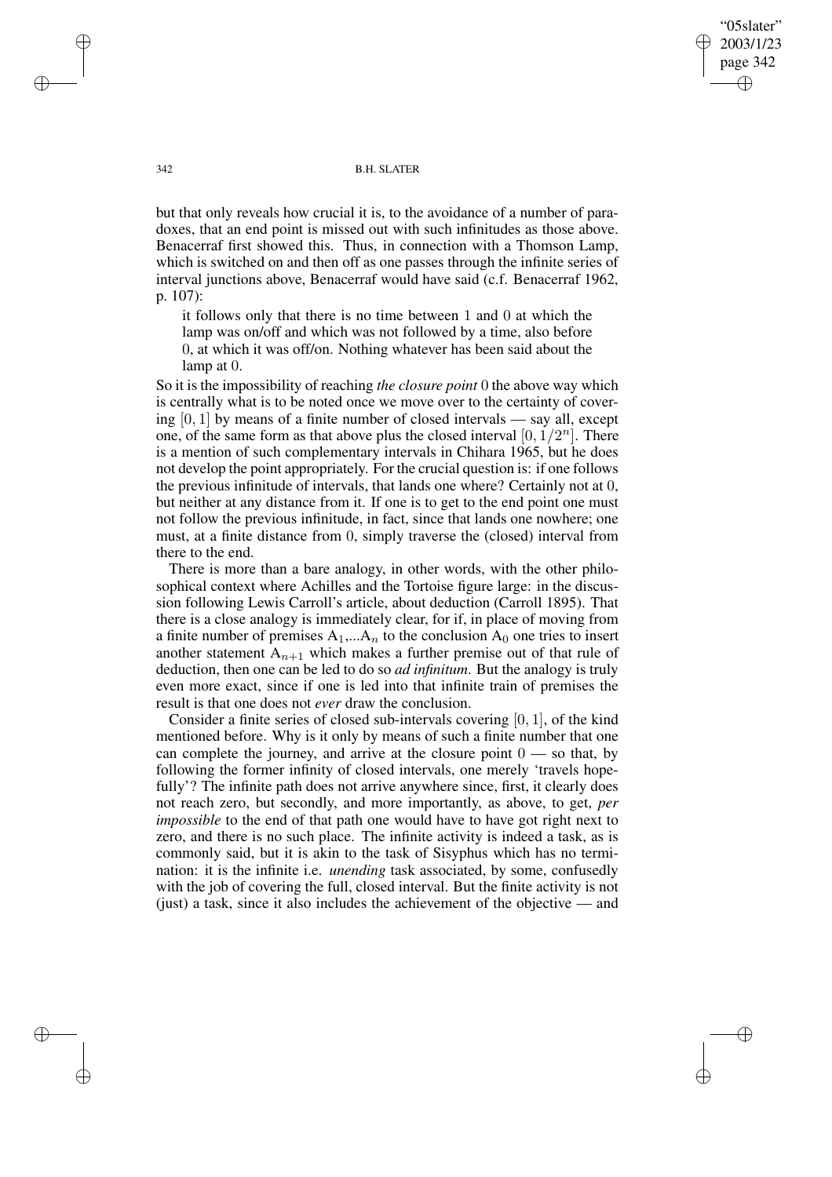but that only reveals how crucial it is, to the avoidance of a number of paradoxes, that an end point is missed out with such infinitudes as those above. Benacerraf first showed this. Thus, in connection with a Thomson Lamp, which is switched on and then off as one passes through the infinite series of interval junctions above, Benacerraf would have said (c.f. Benacerraf 1962, p. 107):

> it follows only that there is no time between 1 and 0 at which the lamp was on/off and which was not followed by a time, also before 0, at which it was off/on. Nothing whatever has been said about the lamp at 0.

So it is the impossibility of reaching *the closure point* 0 the above way which is centrally what is to be noted once we move over to the certainty of covering $[0, 1]$ by means of a finite number of closed intervals — say all, except one, of the same form as that above plus the closed interval $[0, 1/2^n]$. There is a mention of such complementary intervals in Chihara 1965, but he does not develop the point appropriately. For the crucial question is: if one follows the previous infinitude of intervals, that lands one where? Certainly not at 0, but neither at any distance from it. If one is to get to the end point one must not follow the previous infinitude, in fact, since that lands one nowhere; one must, at a finite distance from 0, simply traverse the (closed) interval from there to the end.

There is more than a bare analogy, in other words, with the other philosophical context where Achilles and the Tortoise figure large: in the discussion following Lewis Carroll's article, about deduction (Carroll 1895). That there is a close analogy is immediately clear, for if, in place of moving from a finite number of premises $A_1,...A_n$ to the conclusion $A_0$ one tries to insert another statement $A_{n+1}$ which makes a further premise out of that rule of deduction, then one can be led to do so *ad infinitum*. But the analogy is truly even more exact, since if one is led into that infinite train of premises the result is that one does not *ever* draw the conclusion.

Consider a finite series of closed sub-intervals covering $[0, 1]$, of the kind mentioned before. Why is it only by means of such a finite number that one can complete the journey, and arrive at the closure point 0 — so that, by following the former infinity of closed intervals, one merely 'travels hopefully'? The infinite path does not arrive anywhere since, first, it clearly does not reach zero, but secondly, and more importantly, as above, to get, *per impossible* to the end of that path one would have to have got right next to zero, and there is no such place. The infinite activity is indeed a task, as is commonly said, but it is akin to the task of Sisyphus which has no termination: it is the infinite i.e. *unending* task associated, by some, confusedly with the job of covering the full, closed interval. But the finite activity is not (just) a task, since it also includes the achievement of the objective — and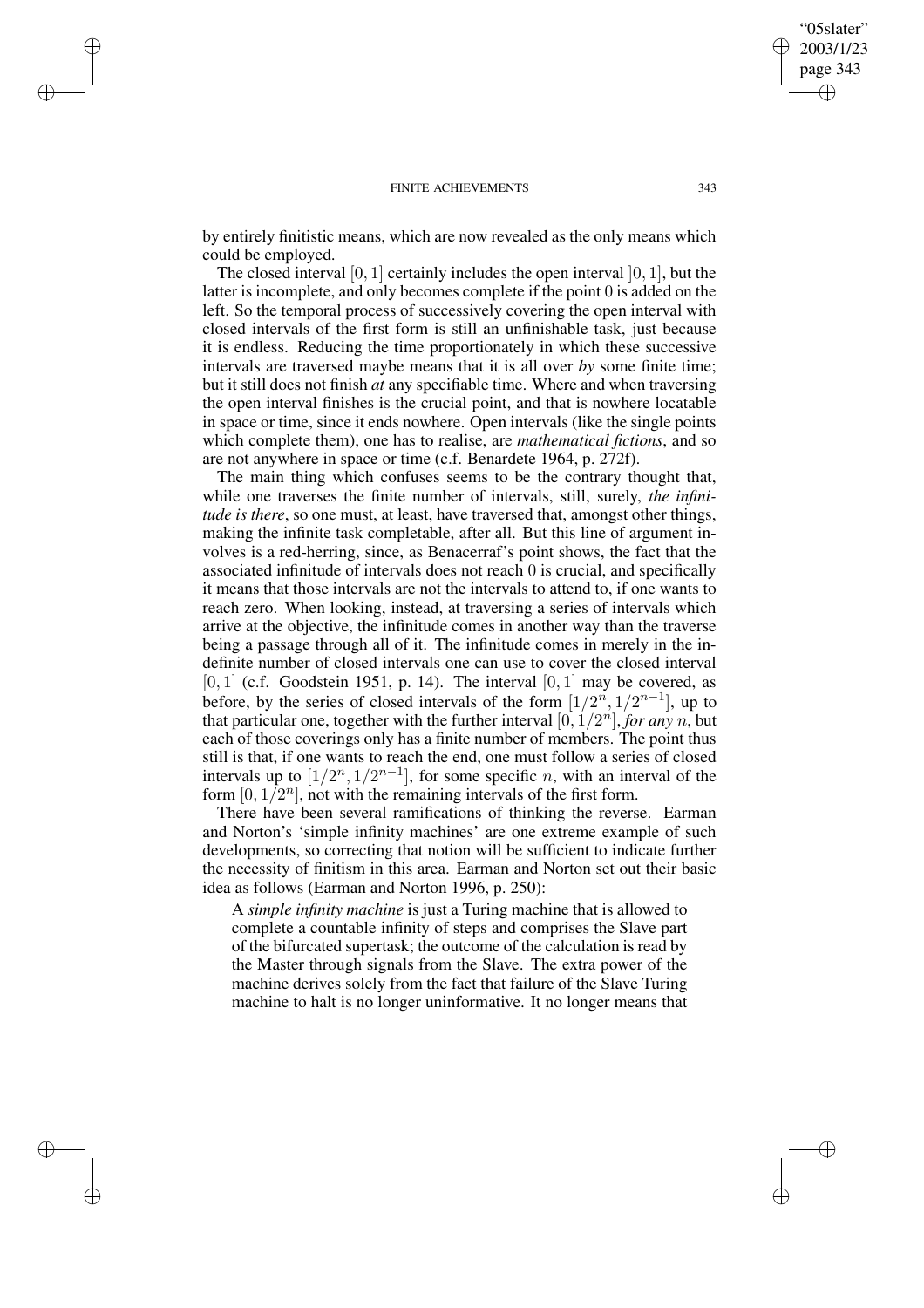by entirely finitistic means, which are now revealed as the only means which could be employed.

The closed interval $[0, 1]$ certainly includes the open interval $]0, 1]$, but the latter is incomplete, and only becomes complete if the point 0 is added on the left. So the temporal process of successively covering the open interval with closed intervals of the first form is still an unfinishable task, just because it is endless. Reducing the time proportionately in which these successive intervals are traversed maybe means that it is all over *by* some finite time; but it still does not finish *at* any specifiable time. Where and when traversing the open interval finishes is the crucial point, and that is nowhere locatable in space or time, since it ends nowhere. Open intervals (like the single points which complete them), one has to realise, are *mathematical fictions*, and so are not anywhere in space or time (c.f. Benardete 1964, p. 272f).

The main thing which confuses seems to be the contrary thought that, while one traverses the finite number of intervals, still, surely, *the infinitude is there*, so one must, at least, have traversed that, amongst other things, making the infinite task completable, after all. But this line of argument involves is a red-herring, since, as Benacerraf's point shows, the fact that the associated infinitude of intervals does not reach 0 is crucial, and specifically it means that those intervals are not the intervals to attend to, if one wants to reach zero. When looking, instead, at traversing a series of intervals which arrive at the objective, the infinitude comes in another way than the traverse being a passage through all of it. The infinitude comes in merely in the indefinite number of closed intervals one can use to cover the closed interval $[0, 1]$ (c.f. Goodstein 1951, p. 14). The interval $[0, 1]$ may be covered, as before, by the series of closed intervals of the form $[1/2^n, 1/2^{n-1}]$, up to that particular one, together with the further interval $[0, 1/2^n]$, *for any* $n$, but each of those coverings only has a finite number of members. The point thus still is that, if one wants to reach the end, one must follow a series of closed intervals up to $[1/2^n, 1/2^{n-1}]$, for some specific $n$, with an interval of the form $[0, 1/2^n]$, not with the remaining intervals of the first form.

There have been several ramifications of thinking the reverse. Earman and Norton's 'simple infinity machines' are one extreme example of such developments, so correcting that notion will be sufficient to indicate further the necessity of finitism in this area. Earman and Norton set out their basic idea as follows (Earman and Norton 1996, p. 250):

> A *simple infinity machine* is just a Turing machine that is allowed to complete a countable infinity of steps and comprises the Slave part of the bifurcated supertask; the outcome of the calculation is read by the Master through signals from the Slave. The extra power of the machine derives solely from the fact that failure of the Slave Turing machine to halt is no longer uninformative. It no longer means that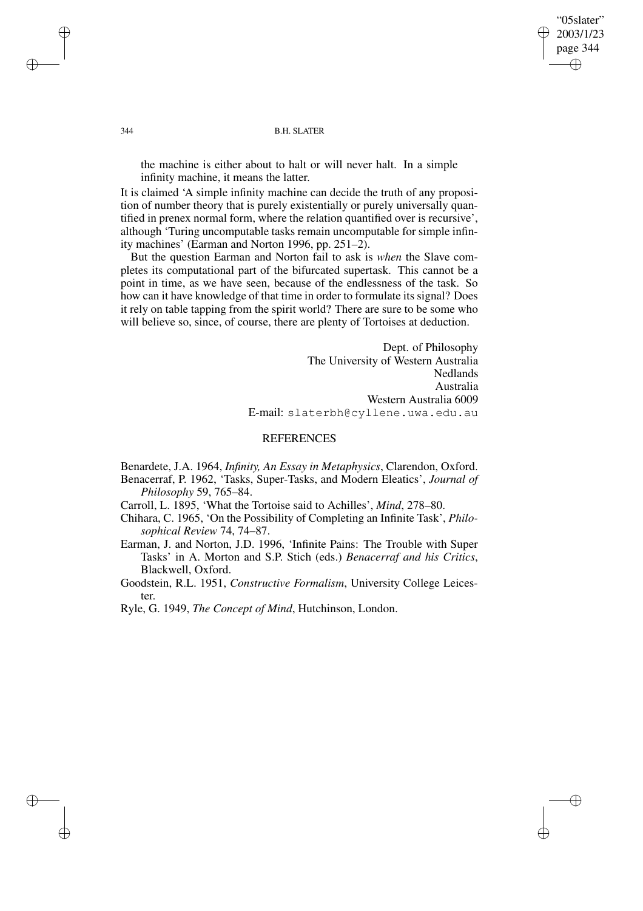the machine is either about to halt or will never halt. In a simple infinity machine, it means the latter.

It is claimed 'A simple infinity machine can decide the truth of any proposition of number theory that is purely existentially or purely universally quantified in prenex normal form, where the relation quantified over is recursive', although 'Turing uncomputable tasks remain uncomputable for simple infinity machines' (Earman and Norton 1996, pp. 251–2).

But the question Earman and Norton fail to ask is *when* the Slave completes its computational part of the bifurcated supertask. This cannot be a point in time, as we have seen, because of the endlessness of the task. So how can it have knowledge of that time in order to formulate its signal? Does it rely on table tapping from the spirit world? There are sure to be some who will believe so, since, of course, there are plenty of Tortoises at deduction.

Dept. of Philosophy
The University of Western Australia
Nedlands
Australia
Western Australia 6009
E-mail: slaterbh@cyllene.uwa.edu.au

## REFERENCES

Benardete, J.A. 1964, *Infinity, An Essay in Metaphysics*, Clarendon, Oxford.

Benacerraf, P. 1962, 'Tasks, Super-Tasks, and Modern Eleatics', *Journal of Philosophy* 59, 765–84.

Carroll, L. 1895, 'What the Tortoise said to Achilles', *Mind*, 278–80.

Chihara, C. 1965, 'On the Possibility of Completing an Infinite Task', *Philosophical Review* 74, 74–87.

Earman, J. and Norton, J.D. 1996, 'Infinite Pains: The Trouble with Super Tasks' in A. Morton and S.P. Stich (eds.) *Benacerraf and his Critics*, Blackwell, Oxford.

Goodstein, R.L. 1951, *Constructive Formalism*, University College Leicester.

Ryle, G. 1949, *The Concept of Mind*, Hutchinson, London.